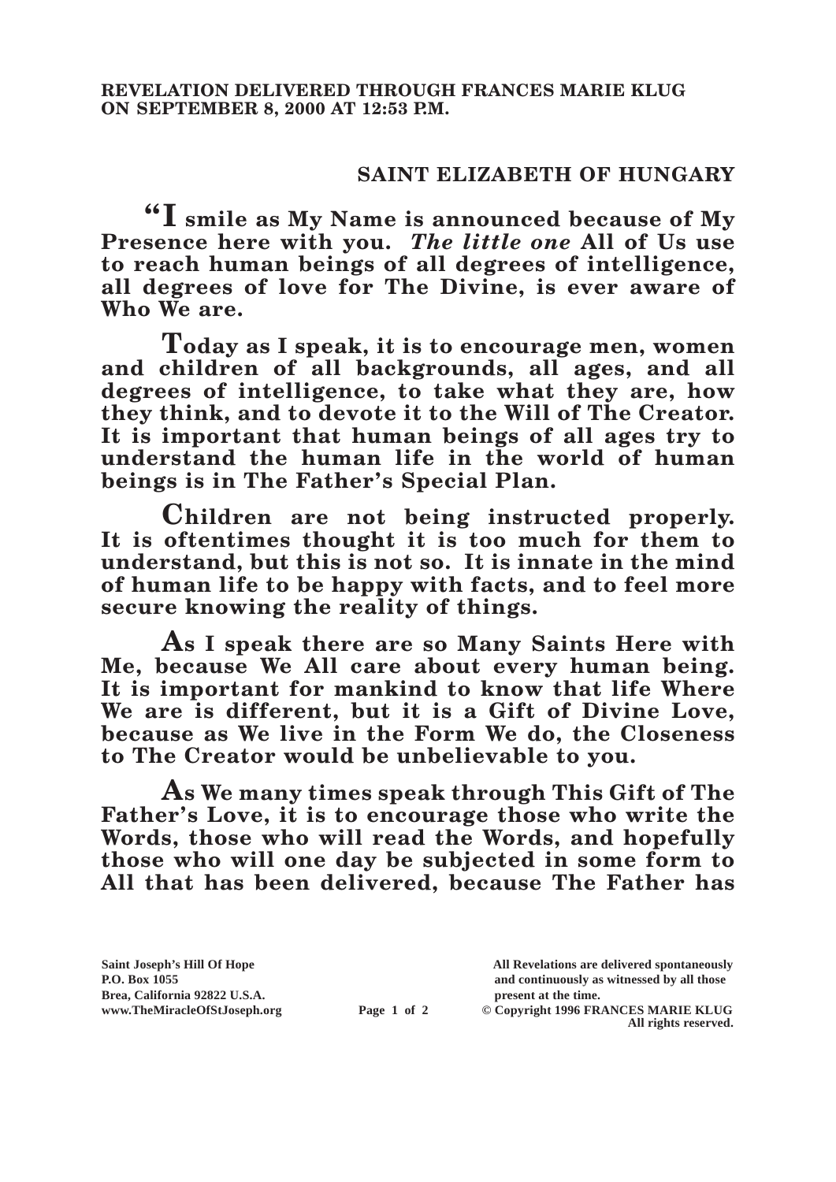**REVELATION DELIVERED THROUGH FRANCES MARIE KLUG ON SEPTEMBER 8, 2000 AT 12:53 P.M.**

## SAINT ELIZABETH OF HUNGARY

**"I smile as My Name is announced because of My Presence here with you. *The little one* All of Us use to reach human beings of all degrees of intelligence, all degrees of love for The Divine, is ever aware of Who We are.**

**Today as I speak, it is to encourage men, women and children of all backgrounds, all ages, and all degrees of intelligence, to take what they are, how they think, and to devote it to the Will of The Creator. It is important that human beings of all ages try to understand the human life in the world of human beings is in The Father's Special Plan.**

**Children are not being instructed properly. It is oftentimes thought it is too much for them to understand, but this is not so. It is innate in the mind of human life to be happy with facts, and to feel more secure knowing the reality of things.**

**As I speak there are so Many Saints Here with Me, because We All care about every human being. It is important for mankind to know that life Where We are is different, but it is a Gift of Divine Love, because as We live in the Form We do, the Closeness to The Creator would be unbelievable to you.**

**As We many times speak through This Gift of The Father's Love, it is to encourage those who write the Words, those who will read the Words, and hopefully those who will one day be subjected in some form to All that has been delivered, because The Father has**

Saint Joseph's Hill Of Hope
P.O. Box 1055
Brea, California 92822 U.S.A.
www.TheMiracleOfStJoseph.org

All Revelations are delivered spontaneously and continuously as witnessed by all those present at the time.
© Copyright 1996 FRANCES MARIE KLUG
All rights reserved.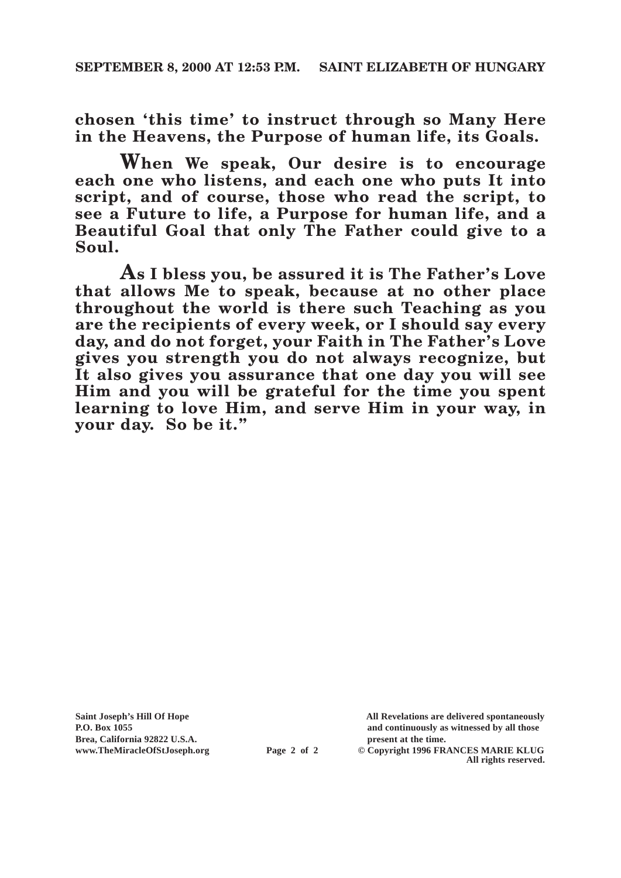**chosen 'this time' to instruct through so Many Here in the Heavens, the Purpose of human life, its Goals.**

**When We speak, Our desire is to encourage each one who listens, and each one who puts It into script, and of course, those who read the script, to see a Future to life, a Purpose for human life, and a Beautiful Goal that only The Father could give to a Soul.**

**As I bless you, be assured it is The Father's Love that allows Me to speak, because at no other place throughout the world is there such Teaching as you are the recipients of every week, or I should say every day, and do not forget, your Faith in The Father's Love gives you strength you do not always recognize, but It also gives you assurance that one day you will see Him and you will be grateful for the time you spent learning to love Him, and serve Him in your way, in your day. So be it."**

**Saint Joseph's Hill Of Hope**
**P.O. Box 1055**
**Brea, California 92822 U.S.A.**
**www.TheMiracleOfStJoseph.org**

**All Revelations are delivered spontaneously and continuously as witnessed by all those present at the time.**
**© Copyright 1996 FRANCES MARIE KLUG**
**All rights reserved.**